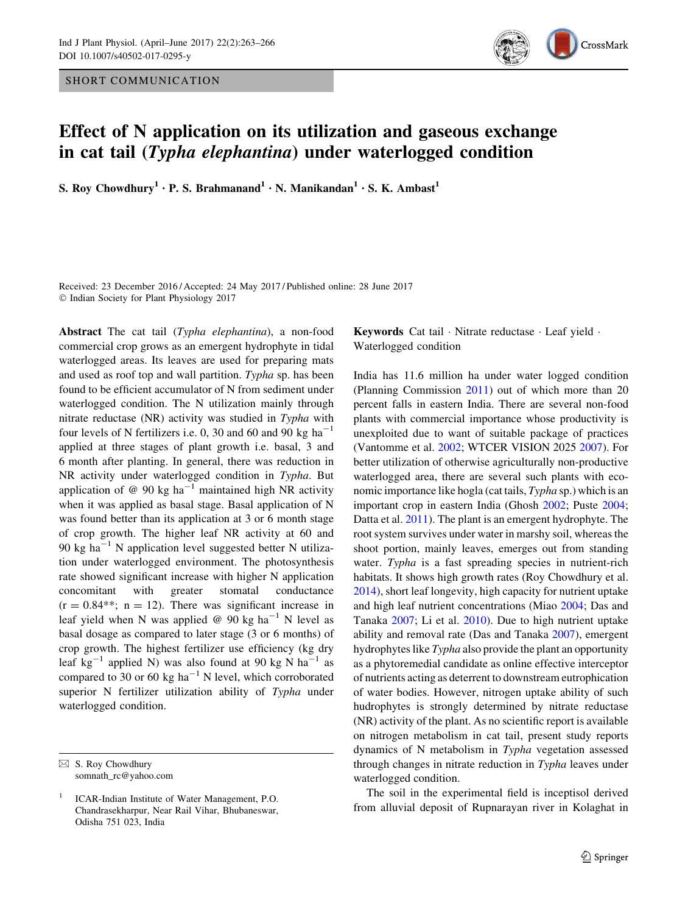SHORT COMMUNICATION

# Effect of N application on its utilization and gaseous exchange in cat tail (*Typha elephantina*) under waterlogged condition

**S. Roy Chowdhury[1] · P. S. Brahmanand[1] · N. Manikandan[1] · S. K. Ambast[1]**

Received: 23 December 2016 / Accepted: 24 May 2017 / Published online: 28 June 2017
© Indian Society for Plant Physiology 2017

**Abstract** The cat tail (*Typha elephantina*), a non-food commercial crop grows as an emergent hydrophyte in tidal waterlogged areas. Its leaves are used for preparing mats and used as roof top and wall partition. *Typha* sp. has been found to be efficient accumulator of N from sediment under waterlogged condition. The N utilization mainly through nitrate reductase (NR) activity was studied in *Typha* with four levels of N fertilizers i.e. 0, 30 and 60 and 90 kg ha$^{-1}$ applied at three stages of plant growth i.e. basal, 3 and 6 month after planting. In general, there was reduction in NR activity under waterlogged condition in *Typha*. But application of @ 90 kg ha$^{-1}$ maintained high NR activity when it was applied as basal stage. Basal application of N was found better than its application at 3 or 6 month stage of crop growth. The higher leaf NR activity at 60 and 90 kg ha$^{-1}$ N application level suggested better N utilization under waterlogged environment. The photosynthesis rate showed significant increase with higher N application concomitant with greater stomatal conductance ($r = 0.84^{**}$; $n = 12$). There was significant increase in leaf yield when N was applied @ 90 kg ha$^{-1}$ N level as basal dosage as compared to later stage (3 or 6 months) of crop growth. The highest fertilizer use efficiency (kg dry leaf kg$^{-1}$ applied N) was also found at 90 kg N ha$^{-1}$ as compared to 30 or 60 kg ha$^{-1}$ N level, which corroborated superior N fertilizer utilization ability of *Typha* under waterlogged condition.

**Keywords** Cat tail · Nitrate reductase · Leaf yield · Waterlogged condition

India has 11.6 million ha under water logged condition (Planning Commission 2011) out of which more than 20 percent falls in eastern India. There are several non-food plants with commercial importance whose productivity is unexploited due to want of suitable package of practices (Vantomme et al. 2002; WTCER VISION 2025 2007). For better utilization of otherwise agriculturally non-productive waterlogged area, there are several such plants with economic importance like hogla (cat tails, *Typha* sp.) which is an important crop in eastern India (Ghosh 2002; Puste 2004; Datta et al. 2011). The plant is an emergent hydrophyte. The root system survives under water in marshy soil, whereas the shoot portion, mainly leaves, emerges out from standing water. *Typha* is a fast spreading species in nutrient-rich habitats. It shows high growth rates (Roy Chowdhury et al. 2014), short leaf longevity, high capacity for nutrient uptake and high leaf nutrient concentrations (Miao 2004; Das and Tanaka 2007; Li et al. 2010). Due to high nutrient uptake ability and removal rate (Das and Tanaka 2007), emergent hydrophytes like *Typha* also provide the plant an opportunity as a phytoremedial candidate as online effective interceptor of nutrients acting as deterrent to downstream eutrophication of water bodies. However, nitrogen uptake ability of such hudrophytes is strongly determined by nitrate reductase (NR) activity of the plant. As no scientific report is available on nitrogen metabolism in cat tail, present study reports dynamics of N metabolism in *Typha* vegetation assessed through changes in nitrate reduction in *Typha* leaves under waterlogged condition.

The soil in the experimental field is inceptisol derived from alluvial deposit of Rupnarayan river in Kolaghat in

---

✉ S. Roy Chowdhury
somnath_rc@yahoo.com

[1] ICAR-Indian Institute of Water Management, P.O. Chandrasekharpur, Near Rail Vihar, Bhubaneswar, Odisha 751 023, India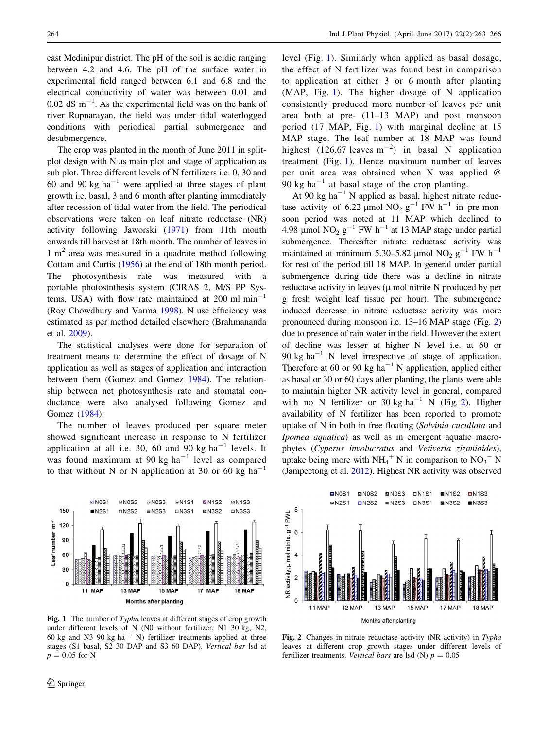east Medinipur district. The pH of the soil is acidic ranging between 4.2 and 4.6. The pH of the surface water in experimental field ranged between 6.1 and 6.8 and the electrical conductivity of water was between 0.01 and 0.02 dS $m^{-1}$. As the experimental field was on the bank of river Rupnarayan, the field was under tidal waterlogged conditions with periodical partial submergence and desubmergence.

The crop was planted in the month of June 2011 in split-plot design with N as main plot and stage of application as sub plot. Three different levels of N fertilizers i.e. 0, 30 and 60 and 90 kg $ha^{-1}$ were applied at three stages of plant growth i.e. basal, 3 and 6 month after planting immediately after recession of tidal water from the field. The periodical observations were taken on leaf nitrate reductase (NR) activity following Jaworski (1971) from 11th month onwards till harvest at 18th month. The number of leaves in 1 $m^2$ area was measured in a quadrate method following Cottam and Curtis (1956) at the end of 18th month period. The photosynthesis rate was measured with a portable photostnthesis system (CIRAS 2, M/S PP Systems, USA) with flow rate maintained at 200 ml $min^{-1}$ (Roy Chowdhury and Varma 1998). N use efficiency was estimated as per method detailed elsewhere (Brahmananda et al. 2009).

The statistical analyses were done for separation of treatment means to determine the effect of dosage of N application as well as stages of application and interaction between them (Gomez and Gomez 1984). The relationship between net photosynthesis rate and stomatal conductance were also analysed following Gomez and Gomez (1984).

The number of leaves produced per square meter showed significant increase in response to N fertilizer application at all i.e. 30, 60 and 90 kg $ha^{-1}$ levels. It was found maximum at 90 kg $ha^{-1}$ level as compared to that without N or N application at 30 or 60 kg $ha^{-1}$ level (Fig. 1). Similarly when applied as basal dosage, the effect of N fertilizer was found best in comparison to application at either 3 or 6 month after planting (MAP, Fig. 1). The higher dosage of N application consistently produced more number of leaves per unit area both at pre- (11–13 MAP) and post monsoon period (17 MAP, Fig. 1) with marginal decline at 15 MAP stage. The leaf number at 18 MAP was found highest (126.67 leaves $m^{-2}$) in basal N application treatment (Fig. 1). Hence maximum number of leaves per unit area was obtained when N was applied @ 90 kg $ha^{-1}$ at basal stage of the crop planting.

At 90 kg $ha^{-1}$ N applied as basal, highest nitrate reductase activity of 6.22 µmol $NO_2$ $g^{-1}$ FW $h^{-1}$ in pre-monsoon period was noted at 11 MAP which declined to 4.98 µmol $NO_2$ $g^{-1}$ FW $h^{-1}$ at 13 MAP stage under partial submergence. Thereafter nitrate reductase activity was maintained at minimum 5.30–5.82 µmol $NO_2$ $g^{-1}$ FW $h^{-1}$ for rest of the period till 18 MAP. In general under partial submergence during tide there was a decline in nitrate reductase activity in leaves (µ mol nitrite N produced by per g fresh weight leaf tissue per hour). The submergence induced decrease in nitrate reductase activity was more pronounced during monsoon i.e. 13–16 MAP stage (Fig. 2) due to presence of rain water in the field. However the extent of decline was lesser at higher N level i.e. at 60 or 90 kg $ha^{-1}$ N level irrespective of stage of application. Therefore at 60 or 90 kg $ha^{-1}$ N application, applied either as basal or 30 or 60 days after planting, the plants were able to maintain higher NR activity level in general, compared with no N fertilizer or 30 kg $ha^{-1}$ N (Fig. 2). Higher availability of N fertilizer has been reported to promote uptake of N in both in free floating (*Salvinia cucullata* and *Ipomea aquatica*) as well as in emergent aquatic macrophytes (*Cyperus involucratus* and *Vetiveria zizanioides*), uptake being more with $NH_4^+$ N in comparison to $NO_3^-$ N (Jampeetong et al. 2012). Highest NR activity was observed

**Fig. 1** The number of *Typha* leaves at different stages of crop growth under different levels of N (N0 without fertilizer, N1 30 kg, N2, 60 kg and N3 90 kg $ha^{-1}$ N) fertilizer treatments applied at three stages (S1 basal, S2 30 DAP and S3 60 DAP). *Vertical bar* lsd at $p = 0.05$ for N

**Fig. 2** Changes in nitrate reductase activity (NR activity) in *Typha* leaves at different crop growth stages under different levels of fertilizer treatments. *Vertical bars* are lsd (N) $p = 0.05$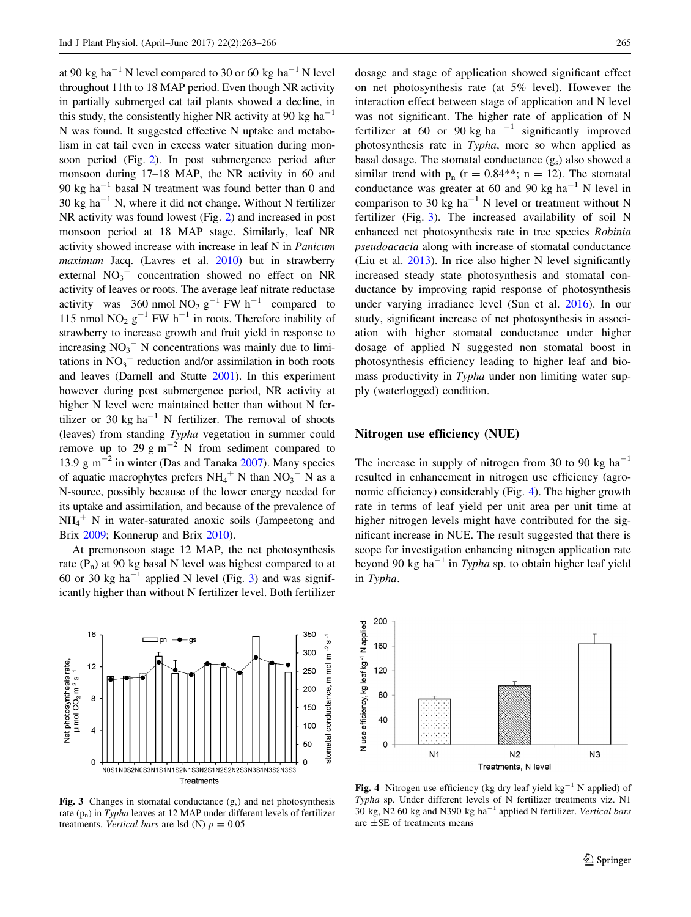at 90 kg ha$^{-1}$ N level compared to 30 or 60 kg ha$^{-1}$ N level throughout 11th to 18 MAP period. Even though NR activity in partially submerged cat tail plants showed a decline, in this study, the consistently higher NR activity at 90 kg ha$^{-1}$ N was found. It suggested effective N uptake and metabolism in cat tail even in excess water situation during monsoon period (Fig. 2). In post submergence period after monsoon during 17–18 MAP, the NR activity in 60 and 90 kg ha$^{-1}$ basal N treatment was found better than 0 and 30 kg ha$^{-1}$ N, where it did not change. Without N fertilizer NR activity was found lowest (Fig. 2) and increased in post monsoon period at 18 MAP stage. Similarly, leaf NR activity showed increase with increase in leaf N in *Panicum maximum* Jacq. (Lavres et al. 2010) but in strawberry external $NO_3^-$ concentration showed no effect on NR activity of leaves or roots. The average leaf nitrate reductase activity was 360 nmol $NO_2$ g$^{-1}$ FW h$^{-1}$ compared to 115 nmol $NO_2$ g$^{-1}$ FW h$^{-1}$ in roots. Therefore inability of strawberry to increase growth and fruit yield in response to increasing $NO_3^-$ N concentrations was mainly due to limitations in $NO_3^-$ reduction and/or assimilation in both roots and leaves (Darnell and Stutte 2001). In this experiment however during post submergence period, NR activity at higher N level were maintained better than without N fertilizer or 30 kg ha$^{-1}$ N fertilizer. The removal of shoots (leaves) from standing *Typha* vegetation in summer could remove up to 29 g m$^{-2}$ N from sediment compared to 13.9 g m$^{-2}$ in winter (Das and Tanaka 2007). Many species of aquatic macrophytes prefers $NH_4^+$ N than $NO_3^-$ N as a N-source, possibly because of the lower energy needed for its uptake and assimilation, and because of the prevalence of $NH_4^+$ N in water-saturated anoxic soils (Jampeetong and Brix 2009; Konnerup and Brix 2010).

At premonsoon stage 12 MAP, the net photosynthesis rate ($P_n$) at 90 kg basal N level was highest compared to at 60 or 30 kg ha$^{-1}$ applied N level (Fig. 3) and was significantly higher than without N fertilizer level. Both fertilizer dosage and stage of application showed significant effect on net photosynthesis rate (at 5% level). However the interaction effect between stage of application and N level was not significant. The higher rate of application of N fertilizer at 60 or 90 kg ha $^{-1}$ significantly improved photosynthesis rate in *Typha*, more so when applied as basal dosage. The stomatal conductance ($g_s$) also showed a similar trend with $p_n$ (r = 0.84**; n = 12). The stomatal conductance was greater at 60 and 90 kg ha$^{-1}$ N level in comparison to 30 kg ha$^{-1}$ N level or treatment without N fertilizer (Fig. 3). The increased availability of soil N enhanced net photosynthesis rate in tree species *Robinia pseudoacacia* along with increase of stomatal conductance (Liu et al. 2013). In rice also higher N level significantly increased steady state photosynthesis and stomatal conductance by improving rapid response of photosynthesis under varying irradiance level (Sun et al. 2016). In our study, significant increase of net photosynthesis in association with higher stomatal conductance under higher dosage of applied N suggested non stomatal boost in photosynthesis efficiency leading to higher leaf and biomass productivity in *Typha* under non limiting water supply (waterlogged) condition.

## Nitrogen use efficiency (NUE)

The increase in supply of nitrogen from 30 to 90 kg ha$^{-1}$ resulted in enhancement in nitrogen use efficiency (agronomic efficiency) considerably (Fig. 4). The higher growth rate in terms of leaf yield per unit area per unit time at higher nitrogen levels might have contributed for the significant increase in NUE. The result suggested that there is scope for investigation enhancing nitrogen application rate beyond 90 kg ha$^{-1}$ in *Typha* sp. to obtain higher leaf yield in *Typha*.

**Fig. 3** Changes in stomatal conductance ($g_s$) and net photosynthesis rate ($p_n$) in *Typha* leaves at 12 MAP under different levels of fertilizer treatments. *Vertical bars* are lsd (N) $p = 0.05$

**Fig. 4** Nitrogen use efficiency (kg dry leaf yield kg$^{-1}$ N applied) of *Typha* sp. Under different levels of N fertilizer treatments viz. N1 30 kg, N2 60 kg and N390 kg ha$^{-1}$ applied N fertilizer. *Vertical bars* are ±SE of treatments means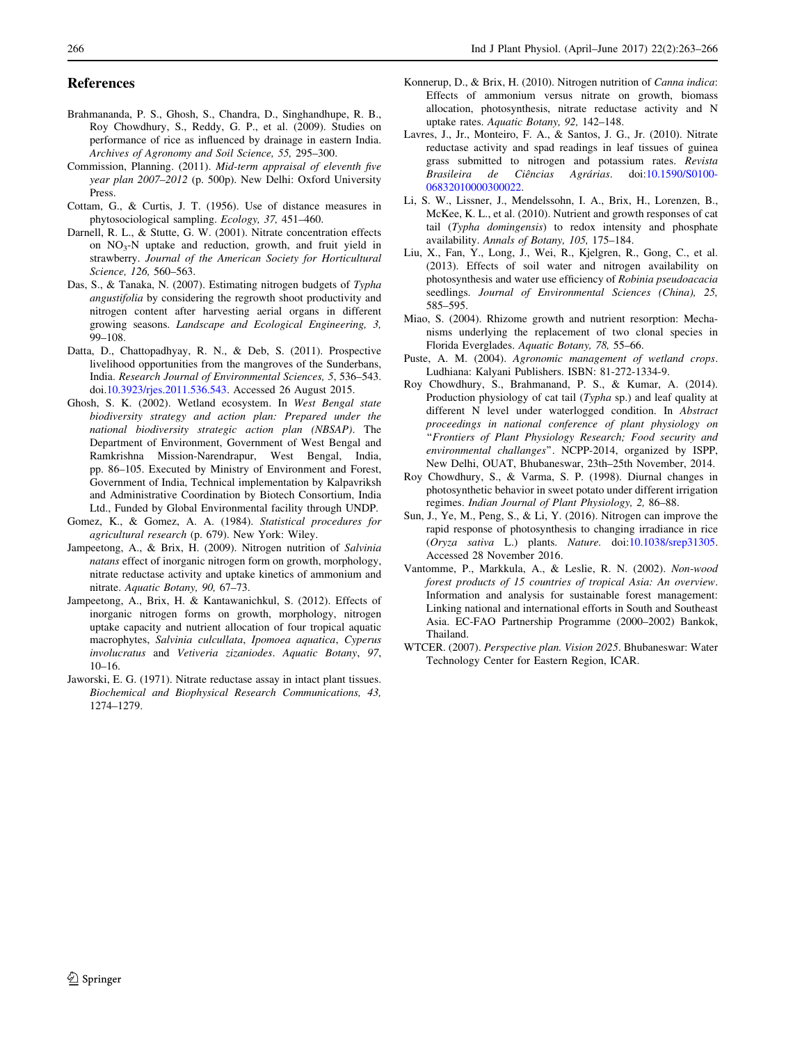## References

Brahmananda, P. S., Ghosh, S., Chandra, D., Singhandhupe, R. B., Roy Chowdhury, S., Reddy, G. P., et al. (2009). Studies on performance of rice as influenced by drainage in eastern India. *Archives of Agronomy and Soil Science, 55,* 295–300.

Commission, Planning. (2011). *Mid-term appraisal of eleventh five year plan 2007–2012* (p. 500p). New Delhi: Oxford University Press.

Cottam, G., & Curtis, J. T. (1956). Use of distance measures in phytosociological sampling. *Ecology, 37,* 451–460.

Darnell, R. L., & Stutte, G. W. (2001). Nitrate concentration effects on $NO_3$-N uptake and reduction, growth, and fruit yield in strawberry. *Journal of the American Society for Horticultural Science, 126,* 560–563.

Das, S., & Tanaka, N. (2007). Estimating nitrogen budgets of *Typha angustifolia* by considering the regrowth shoot productivity and nitrogen content after harvesting aerial organs in different growing seasons. *Landscape and Ecological Engineering, 3,* 99–108.

Datta, D., Chattopadhyay, R. N., & Deb, S. (2011). Prospective livelihood opportunities from the mangroves of the Sunderbans, India. *Research Journal of Environmental Sciences, 5*, 536–543. doi.10.3923/rjes.2011.536.543. Accessed 26 August 2015.

Ghosh, S. K. (2002). Wetland ecosystem. In *West Bengal state biodiversity strategy and action plan: Prepared under the national biodiversity strategic action plan (NBSAP)*. The Department of Environment, Government of West Bengal and Ramkrishna Mission-Narendrapur, West Bengal, India, pp. 86–105. Executed by Ministry of Environment and Forest, Government of India, Technical implementation by Kalpavriksh and Administrative Coordination by Biotech Consortium, India Ltd., Funded by Global Environmental facility through UNDP.

Gomez, K., & Gomez, A. A. (1984). *Statistical procedures for agricultural research* (p. 679). New York: Wiley.

Jampeetong, A., & Brix, H. (2009). Nitrogen nutrition of *Salvinia natans* effect of inorganic nitrogen form on growth, morphology, nitrate reductase activity and uptake kinetics of ammonium and nitrate. *Aquatic Botany, 90,* 67–73.

Jampeetong, A., Brix, H. & Kantawanichkul, S. (2012). Effects of inorganic nitrogen forms on growth, morphology, nitrogen uptake capacity and nutrient allocation of four tropical aquatic macrophytes, *Salvinia culcullata*, *Ipomoea aquatica*, *Cyperus involucratus* and *Vetiveria zizaniodes*. *Aquatic Botany*, *97*, 10–16.

Jaworski, E. G. (1971). Nitrate reductase assay in intact plant tissues. *Biochemical and Biophysical Research Communications, 43,* 1274–1279.

Konnerup, D., & Brix, H. (2010). Nitrogen nutrition of *Canna indica*: Effects of ammonium versus nitrate on growth, biomass allocation, photosynthesis, nitrate reductase activity and N uptake rates. *Aquatic Botany, 92,* 142–148.

Lavres, J., Jr., Monteiro, F. A., & Santos, J. G., Jr. (2010). Nitrate reductase activity and spad readings in leaf tissues of guinea grass submitted to nitrogen and potassium rates. *Revista Brasileira de Ciências Agrárias*. doi:10.1590/S0100-06832010000300022.

Li, S. W., Lissner, J., Mendelssohn, I. A., Brix, H., Lorenzen, B., McKee, K. L., et al. (2010). Nutrient and growth responses of cat tail (*Typha domingensis*) to redox intensity and phosphate availability. *Annals of Botany, 105,* 175–184.

Liu, X., Fan, Y., Long, J., Wei, R., Kjelgren, R., Gong, C., et al. (2013). Effects of soil water and nitrogen availability on photosynthesis and water use efficiency of *Robinia pseudoacacia* seedlings. *Journal of Environmental Sciences (China), 25,* 585–595.

Miao, S. (2004). Rhizome growth and nutrient resorption: Mechanisms underlying the replacement of two clonal species in Florida Everglades. *Aquatic Botany, 78,* 55–66.

Puste, A. M. (2004). *Agronomic management of wetland crops*. Ludhiana: Kalyani Publishers. ISBN: 81-272-1334-9.

Roy Chowdhury, S., Brahmanand, P. S., & Kumar, A. (2014). Production physiology of cat tail (*Typha* sp.) and leaf quality at different N level under waterlogged condition. In *Abstract proceedings in national conference of plant physiology on "Frontiers of Plant Physiology Research; Food security and environmental challanges"*. NCPP-2014, organized by ISPP, New Delhi, OUAT, Bhubaneswar, 23th–25th November, 2014.

Roy Chowdhury, S., & Varma, S. P. (1998). Diurnal changes in photosynthetic behavior in sweet potato under different irrigation regimes. *Indian Journal of Plant Physiology, 2,* 86–88.

Sun, J., Ye, M., Peng, S., & Li, Y. (2016). Nitrogen can improve the rapid response of photosynthesis to changing irradiance in rice (*Oryza sativa* L.) plants. *Nature.* doi:10.1038/srep31305. Accessed 28 November 2016.

Vantomme, P., Markkula, A., & Leslie, R. N. (2002). *Non-wood forest products of 15 countries of tropical Asia: An overview*. Information and analysis for sustainable forest management: Linking national and international efforts in South and Southeast Asia. EC-FAO Partnership Programme (2000–2002) Bankok, Thailand.

WTCER. (2007). *Perspective plan. Vision 2025*. Bhubaneswar: Water Technology Center for Eastern Region, ICAR.